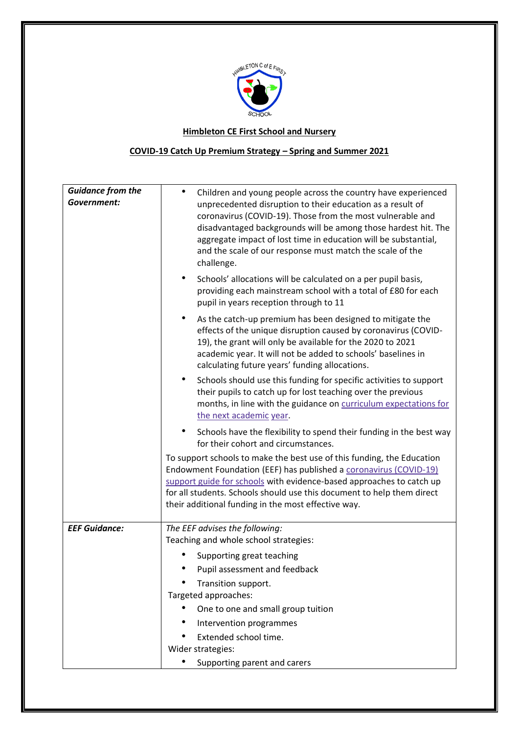**Himbleton CE First School and Nursery**

**COVID-19 Catch Up Premium Strategy – Spring and Summer 2021**

| | |
|---|---|
| ***Guidance from the Government:*** | • Children and young people across the country have experienced unprecedented disruption to their education as a result of coronavirus (COVID-19). Those from the most vulnerable and disadvantaged backgrounds will be among those hardest hit. The aggregate impact of lost time in education will be substantial, and the scale of our response must match the scale of the challenge.<br>• Schools' allocations will be calculated on a per pupil basis, providing each mainstream school with a total of £80 for each pupil in years reception through to 11<br>• As the catch-up premium has been designed to mitigate the effects of the unique disruption caused by coronavirus (COVID-19), the grant will only be available for the 2020 to 2021 academic year. It will not be added to schools' baselines in calculating future years' funding allocations.<br>• Schools should use this funding for specific activities to support their pupils to catch up for lost teaching over the previous months, in line with the guidance on curriculum expectations for the next academic year.<br>• Schools have the flexibility to spend their funding in the best way for their cohort and circumstances.<br>To support schools to make the best use of this funding, the Education Endowment Foundation (EEF) has published a coronavirus (COVID-19) support guide for schools with evidence-based approaches to catch up for all students. Schools should use this document to help them direct their additional funding in the most effective way. |
| ***EEF Guidance:*** | *The EEF advises the following:*<br>Teaching and whole school strategies:<br>• Supporting great teaching<br>• Pupil assessment and feedback<br>• Transition support.<br>Targeted approaches:<br>• One to one and small group tuition<br>• Intervention programmes<br>• Extended school time.<br>Wider strategies:<br>• Supporting parent and carers |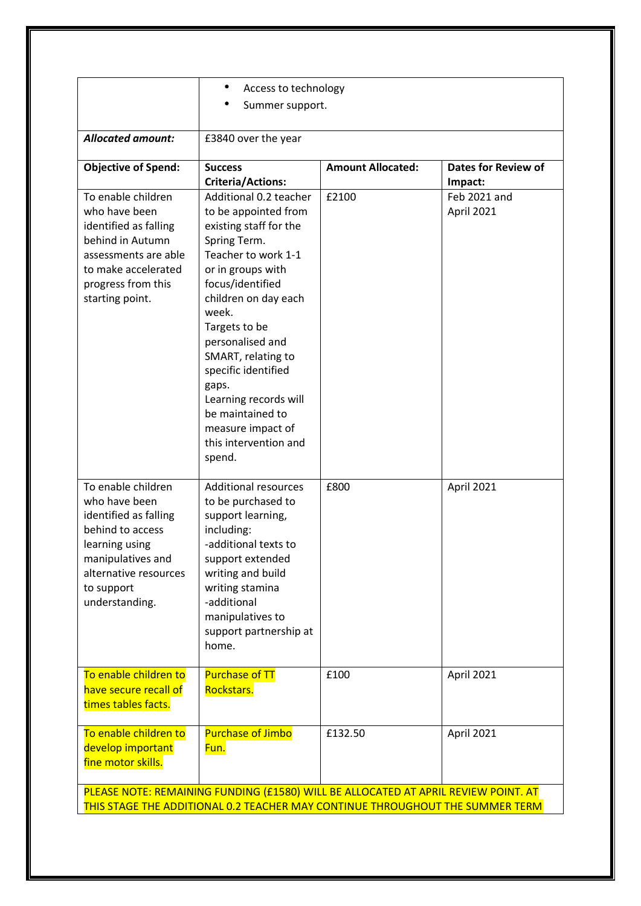| | • Access to technology<br>• Summer support. | | |
|---|---|---|---|
| ***Allocated amount:*** | £3840 over the year | | |
| **Objective of Spend:** | **Success Criteria/Actions:** | **Amount Allocated:** | **Dates for Review of Impact:** |
| To enable children who have been identified as falling behind in Autumn assessments are able to make accelerated progress from this starting point. | Additional 0.2 teacher to be appointed from existing staff for the Spring Term. Teacher to work 1-1 or in groups with focus/identified children on day each week.<br>Targets to be personalised and SMART, relating to specific identified gaps.<br>Learning records will be maintained to measure impact of this intervention and spend. | £2100 | Feb 2021 and April 2021 |
| To enable children who have been identified as falling behind to access learning using manipulatives and alternative resources to support understanding. | Additional resources to be purchased to support learning, including:<br>-additional texts to support extended writing and build writing stamina<br>-additional manipulatives to support partnership at home. | £800 | April 2021 |
| To enable children to have secure recall of times tables facts. | Purchase of TT Rockstars. | £100 | April 2021 |
| To enable children to develop important fine motor skills. | Purchase of Jimbo Fun. | £132.50 | April 2021 |
| PLEASE NOTE: REMAINING FUNDING (£1580) WILL BE ALLOCATED AT APRIL REVIEW POINT. AT THIS STAGE THE ADDITIONAL 0.2 TEACHER MAY CONTINUE THROUGHOUT THE SUMMER TERM | | | |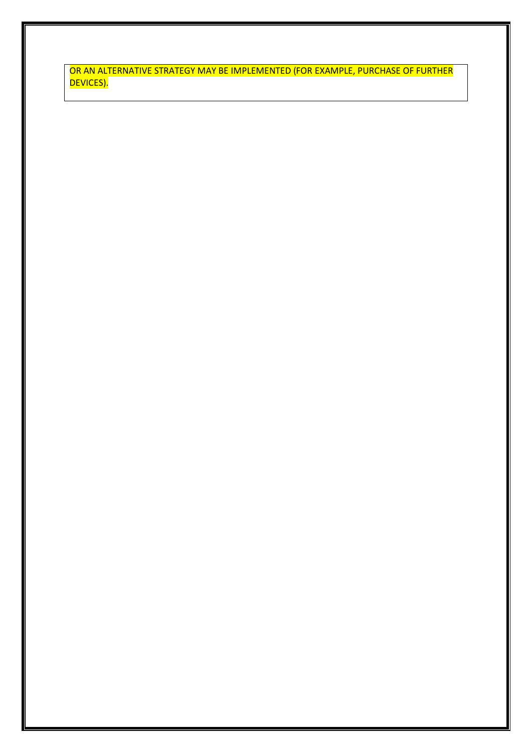OR AN ALTERNATIVE STRATEGY MAY BE IMPLEMENTED (FOR EXAMPLE, PURCHASE OF FURTHER DEVICES).